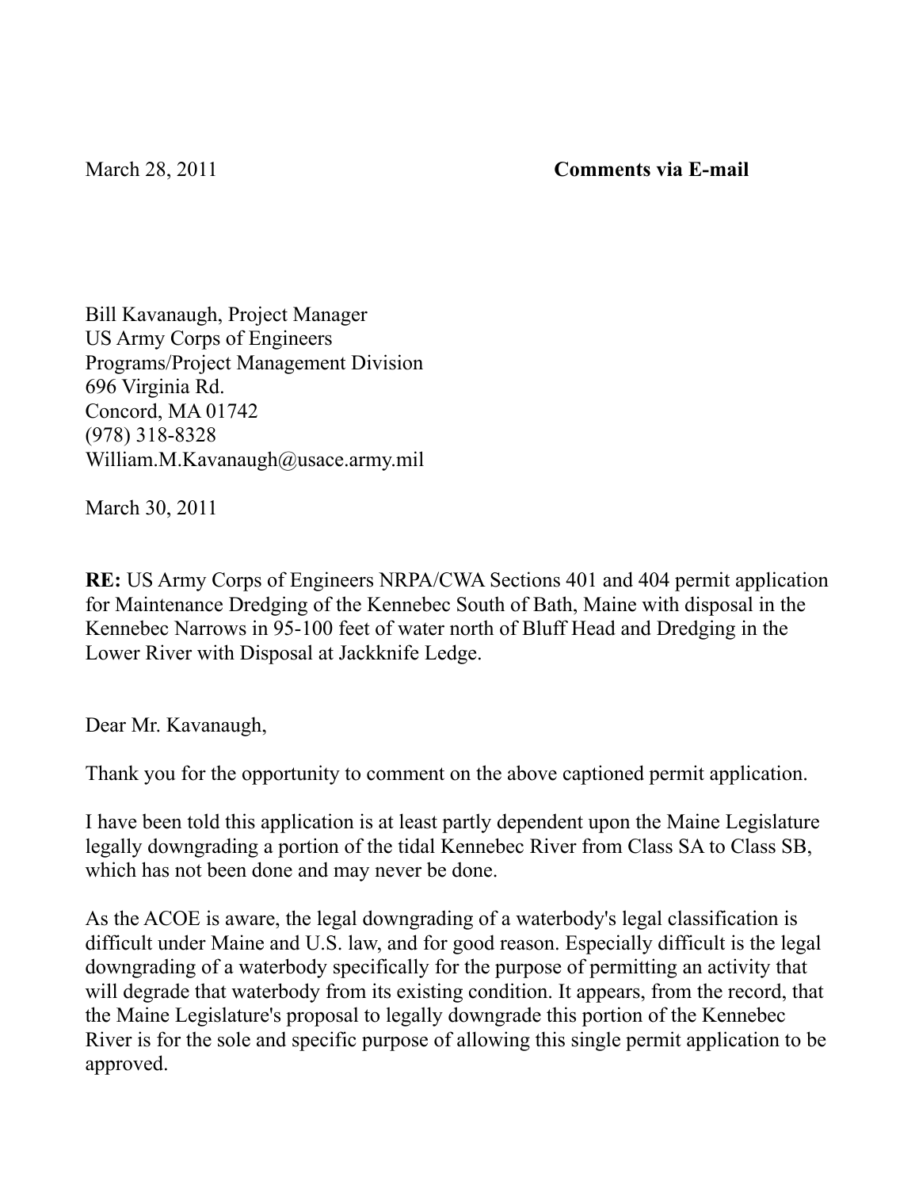March 28, 2011 **Comments via E-mail**

Bill Kavanaugh, Project Manager
US Army Corps of Engineers
Programs/Project Management Division
696 Virginia Rd.
Concord, MA 01742
(978) 318-8328
William.M.Kavanaugh@usace.army.mil

March 30, 2011

**RE:** US Army Corps of Engineers NRPA/CWA Sections 401 and 404 permit application for Maintenance Dredging of the Kennebec South of Bath, Maine with disposal in the Kennebec Narrows in 95-100 feet of water north of Bluff Head and Dredging in the Lower River with Disposal at Jackknife Ledge.

Dear Mr. Kavanaugh,

Thank you for the opportunity to comment on the above captioned permit application.

I have been told this application is at least partly dependent upon the Maine Legislature legally downgrading a portion of the tidal Kennebec River from Class SA to Class SB, which has not been done and may never be done.

As the ACOE is aware, the legal downgrading of a waterbody's legal classification is difficult under Maine and U.S. law, and for good reason. Especially difficult is the legal downgrading of a waterbody specifically for the purpose of permitting an activity that will degrade that waterbody from its existing condition. It appears, from the record, that the Maine Legislature's proposal to legally downgrade this portion of the Kennebec River is for the sole and specific purpose of allowing this single permit application to be approved.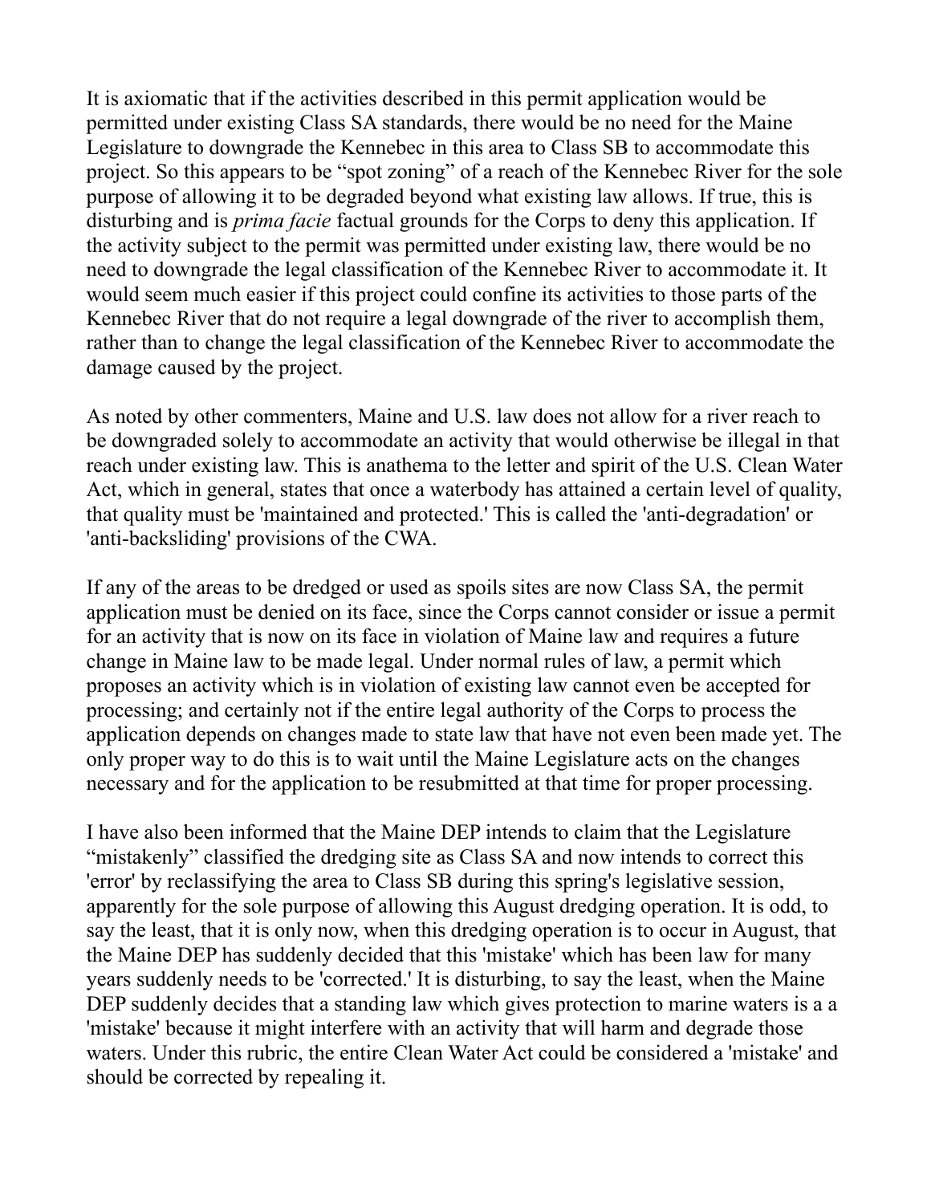It is axiomatic that if the activities described in this permit application would be permitted under existing Class SA standards, there would be no need for the Maine Legislature to downgrade the Kennebec in this area to Class SB to accommodate this project. So this appears to be “spot zoning” of a reach of the Kennebec River for the sole purpose of allowing it to be degraded beyond what existing law allows. If true, this is disturbing and is *prima facie* factual grounds for the Corps to deny this application. If the activity subject to the permit was permitted under existing law, there would be no need to downgrade the legal classification of the Kennebec River to accommodate it. It would seem much easier if this project could confine its activities to those parts of the Kennebec River that do not require a legal downgrade of the river to accomplish them, rather than to change the legal classification of the Kennebec River to accommodate the damage caused by the project.

As noted by other commenters, Maine and U.S. law does not allow for a river reach to be downgraded solely to accommodate an activity that would otherwise be illegal in that reach under existing law. This is anathema to the letter and spirit of the U.S. Clean Water Act, which in general, states that once a waterbody has attained a certain level of quality, that quality must be 'maintained and protected.' This is called the 'anti-degradation' or 'anti-backsliding' provisions of the CWA.

If any of the areas to be dredged or used as spoils sites are now Class SA, the permit application must be denied on its face, since the Corps cannot consider or issue a permit for an activity that is now on its face in violation of Maine law and requires a future change in Maine law to be made legal. Under normal rules of law, a permit which proposes an activity which is in violation of existing law cannot even be accepted for processing; and certainly not if the entire legal authority of the Corps to process the application depends on changes made to state law that have not even been made yet. The only proper way to do this is to wait until the Maine Legislature acts on the changes necessary and for the application to be resubmitted at that time for proper processing.

I have also been informed that the Maine DEP intends to claim that the Legislature “mistakenly” classified the dredging site as Class SA and now intends to correct this 'error' by reclassifying the area to Class SB during this spring's legislative session, apparently for the sole purpose of allowing this August dredging operation. It is odd, to say the least, that it is only now, when this dredging operation is to occur in August, that the Maine DEP has suddenly decided that this 'mistake' which has been law for many years suddenly needs to be 'corrected.' It is disturbing, to say the least, when the Maine DEP suddenly decides that a standing law which gives protection to marine waters is a a 'mistake' because it might interfere with an activity that will harm and degrade those waters. Under this rubric, the entire Clean Water Act could be considered a 'mistake' and should be corrected by repealing it.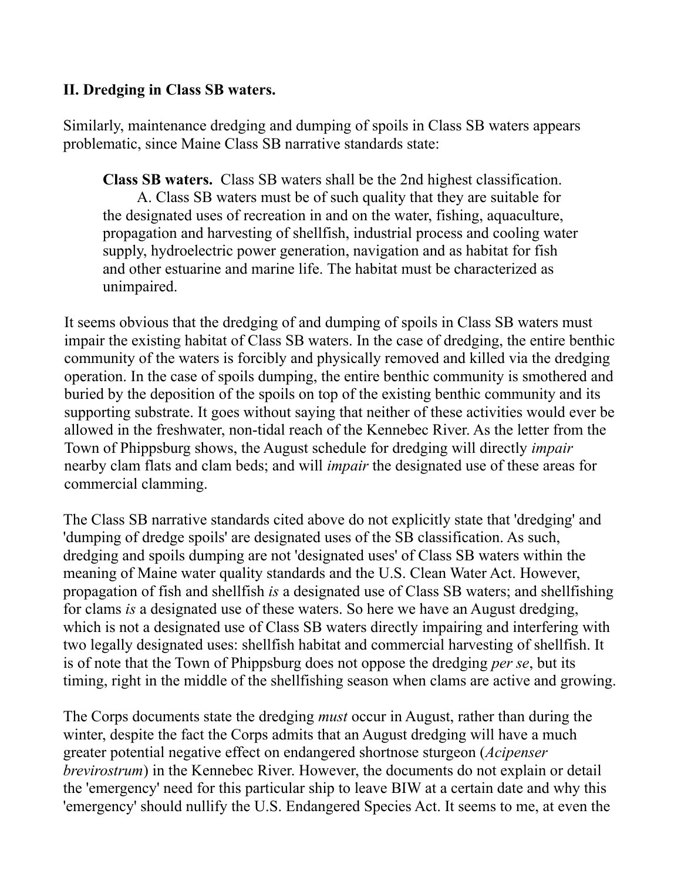## II. Dredging in Class SB waters.

Similarly, maintenance dredging and dumping of spoils in Class SB waters appears problematic, since Maine Class SB narrative standards state:

> **Class SB waters.** Class SB waters shall be the 2nd highest classification.
> A. Class SB waters must be of such quality that they are suitable for the designated uses of recreation in and on the water, fishing, aquaculture, propagation and harvesting of shellfish, industrial process and cooling water supply, hydroelectric power generation, navigation and as habitat for fish and other estuarine and marine life. The habitat must be characterized as unimpaired.

It seems obvious that the dredging of and dumping of spoils in Class SB waters must impair the existing habitat of Class SB waters. In the case of dredging, the entire benthic community of the waters is forcibly and physically removed and killed via the dredging operation. In the case of spoils dumping, the entire benthic community is smothered and buried by the deposition of the spoils on top of the existing benthic community and its supporting substrate. It goes without saying that neither of these activities would ever be allowed in the freshwater, non-tidal reach of the Kennebec River. As the letter from the Town of Phippsburg shows, the August schedule for dredging will directly *impair* nearby clam flats and clam beds; and will *impair* the designated use of these areas for commercial clamming.

The Class SB narrative standards cited above do not explicitly state that 'dredging' and 'dumping of dredge spoils' are designated uses of the SB classification. As such, dredging and spoils dumping are not 'designated uses' of Class SB waters within the meaning of Maine water quality standards and the U.S. Clean Water Act. However, propagation of fish and shellfish *is* a designated use of Class SB waters; and shellfishing for clams *is* a designated use of these waters. So here we have an August dredging, which is not a designated use of Class SB waters directly impairing and interfering with two legally designated uses: shellfish habitat and commercial harvesting of shellfish. It is of note that the Town of Phippsburg does not oppose the dredging *per se*, but its timing, right in the middle of the shellfishing season when clams are active and growing.

The Corps documents state the dredging *must* occur in August, rather than during the winter, despite the fact the Corps admits that an August dredging will have a much greater potential negative effect on endangered shortnose sturgeon (*Acipenser brevirostrum*) in the Kennebec River. However, the documents do not explain or detail the 'emergency' need for this particular ship to leave BIW at a certain date and why this 'emergency' should nullify the U.S. Endangered Species Act. It seems to me, at even the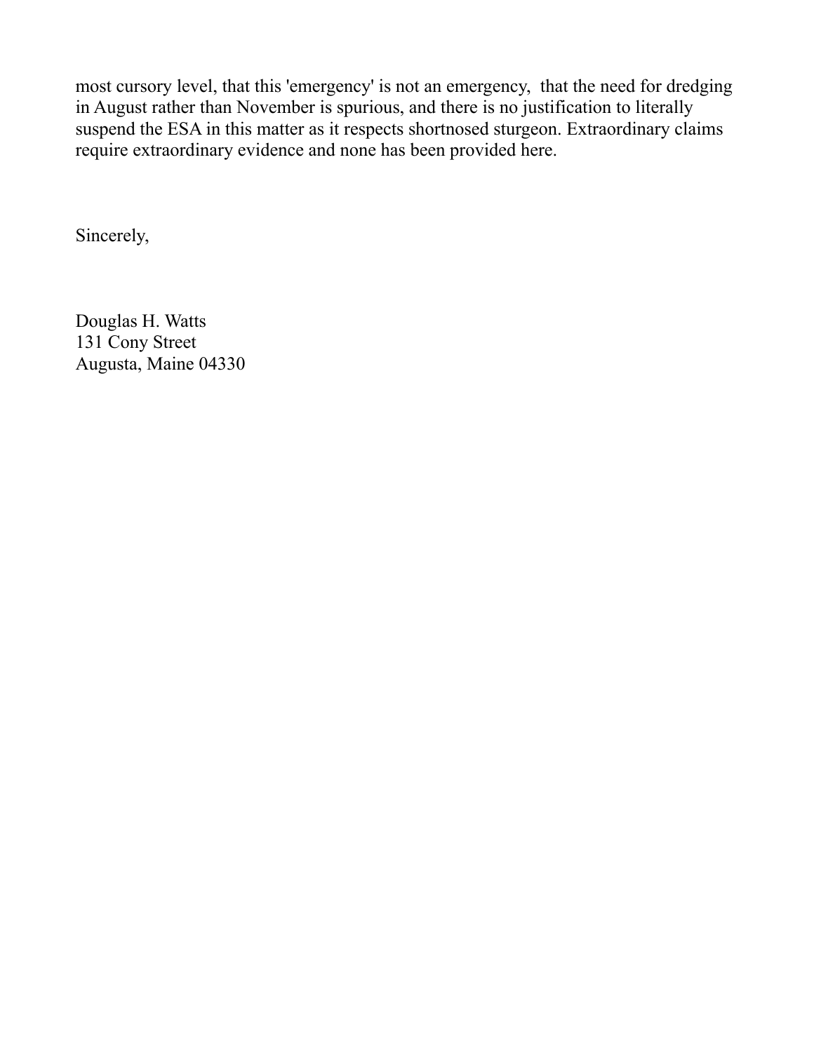most cursory level, that this 'emergency' is not an emergency, that the need for dredging in August rather than November is spurious, and there is no justification to literally suspend the ESA in this matter as it respects shortnosed sturgeon. Extraordinary claims require extraordinary evidence and none has been provided here.

Sincerely,

Douglas H. Watts
131 Cony Street
Augusta, Maine 04330